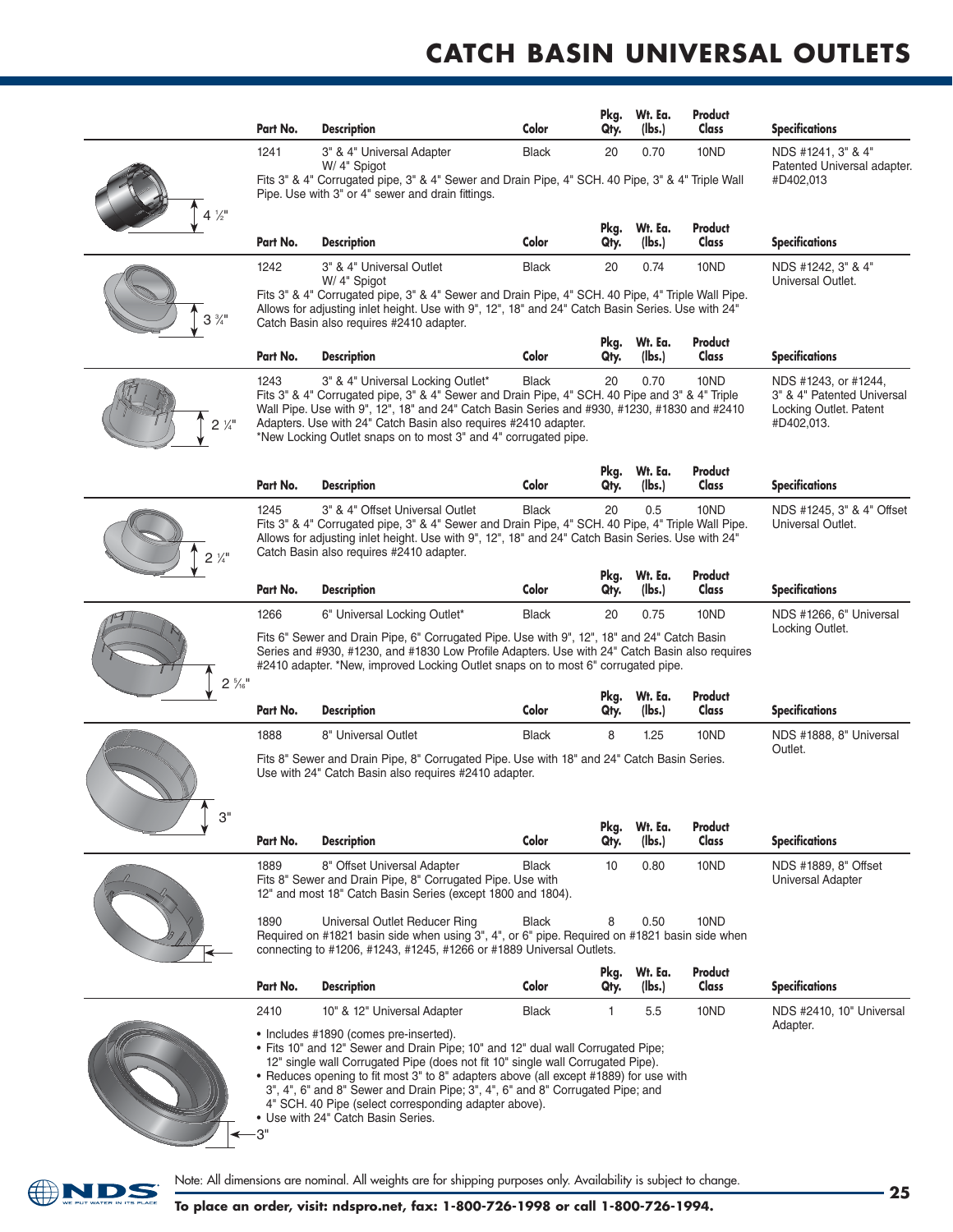# CATCH BASIN UNIVERSAL OUTLETS

| Part No. | Description | Color | Pkg. Qty. | Wt. Ea. (lbs.) | Product Class | Specifications |
|---|---|---|---|---|---|---|
| 1241 | 3" & 4" Universal Adapter W/ 4" Spigot | Black | 20 | 0.70 | 10ND | NDS #1241, 3" & 4" Patented Universal adapter. #D402,013 |

Fits 3" & 4" Corrugated pipe, 3" & 4" Sewer and Drain Pipe, 4" SCH. 40 Pipe, 3" & 4" Triple Wall Pipe. Use with 3" or 4" sewer and drain fittings.

4 ½"

| Part No. | Description | Color | Pkg. Qty. | Wt. Ea. (lbs.) | Product Class | Specifications |
|---|---|---|---|---|---|---|
| 1242 | 3" & 4" Universal Outlet W/ 4" Spigot | Black | 20 | 0.74 | 10ND | NDS #1242, 3" & 4" Universal Outlet. |

Fits 3" & 4" Corrugated pipe, 3" & 4" Sewer and Drain Pipe, 4" SCH. 40 Pipe, 4" Triple Wall Pipe. Allows for adjusting inlet height. Use with 9", 12", 18" and 24" Catch Basin Series. Use with 24" Catch Basin also requires #2410 adapter.

3 ¾"

| Part No. | Description | Color | Pkg. Qty. | Wt. Ea. (lbs.) | Product Class | Specifications |
|---|---|---|---|---|---|---|
| 1243 | 3" & 4" Universal Locking Outlet* | Black | 20 | 0.70 | 10ND | NDS #1243, or #1244, 3" & 4" Patented Universal Locking Outlet. Patent #D402,013. |

Fits 3" & 4" Corrugated pipe, 3" & 4" Sewer and Drain Pipe, 4" SCH. 40 Pipe and 3" & 4" Triple Wall Pipe. Use with 9", 12", 18" and 24" Catch Basin Series and #930, #1230, #1830 and #2410 Adapters. Use with 24" Catch Basin also requires #2410 adapter.
*New Locking Outlet snaps on to most 3" and 4" corrugated pipe.

2 ¼"

| Part No. | Description | Color | Pkg. Qty. | Wt. Ea. (lbs.) | Product Class | Specifications |
|---|---|---|---|---|---|---|
| 1245 | 3" & 4" Offset Universal Outlet | Black | 20 | 0.5 | 10ND | NDS #1245, 3" & 4" Offset Universal Outlet. |

Fits 3" & 4" Corrugated pipe, 3" & 4" Sewer and Drain Pipe, 4" SCH. 40 Pipe, 4" Triple Wall Pipe. Allows for adjusting inlet height. Use with 9", 12", 18" and 24" Catch Basin Series. Use with 24" Catch Basin also requires #2410 adapter.

2 ¼"

| Part No. | Description | Color | Pkg. Qty. | Wt. Ea. (lbs.) | Product Class | Specifications |
|---|---|---|---|---|---|---|
| 1266 | 6" Universal Locking Outlet* | Black | 20 | 0.75 | 10ND | NDS #1266, 6" Universal Locking Outlet. |

Fits 6" Sewer and Drain Pipe, 6" Corrugated Pipe. Use with 9", 12", 18" and 24" Catch Basin Series and #930, #1230, and #1830 Low Profile Adapters. Use with 24" Catch Basin also requires #2410 adapter. *New, improved Locking Outlet snaps on to most 6" corrugated pipe.

2 5⁄16"

| Part No. | Description | Color | Pkg. Qty. | Wt. Ea. (lbs.) | Product Class | Specifications |
|---|---|---|---|---|---|---|
| 1888 | 8" Universal Outlet | Black | 8 | 1.25 | 10ND | NDS #1888, 8" Universal Outlet. |

Fits 8" Sewer and Drain Pipe, 8" Corrugated Pipe. Use with 18" and 24" Catch Basin Series. Use with 24" Catch Basin also requires #2410 adapter.

3"

| Part No. | Description | Color | Pkg. Qty. | Wt. Ea. (lbs.) | Product Class | Specifications |
|---|---|---|---|---|---|---|
| 1889 | 8" Offset Universal Adapter | Black | 10 | 0.80 | 10ND | NDS #1889, 8" Offset Universal Adapter |
| 1890 | Universal Outlet Reducer Ring | Black | 8 | 0.50 | 10ND | |

1889: Fits 8" Sewer and Drain Pipe, 8" Corrugated Pipe. Use with 12" and most 18" Catch Basin Series (except 1800 and 1804).

1890: Required on #1821 basin side when using 3", 4", or 6" pipe. Required on #1821 basin side when connecting to #1206, #1243, #1245, #1266 or #1889 Universal Outlets.

| Part No. | Description | Color | Pkg. Qty. | Wt. Ea. (lbs.) | Product Class | Specifications |
|---|---|---|---|---|---|---|
| 2410 | 10" & 12" Universal Adapter | Black | 1 | 5.5 | 10ND | NDS #2410, 10" Universal Adapter. |

- Includes #1890 (comes pre-inserted).
- Fits 10" and 12" Sewer and Drain Pipe; 10" and 12" dual wall Corrugated Pipe; 12" single wall Corrugated Pipe (does not fit 10" single wall Corrugated Pipe).
- Reduces opening to fit most 3" to 8" adapters above (all except #1889) for use with 3", 4", 6" and 8" Sewer and Drain Pipe; 3", 4", 6" and 8" Corrugated Pipe; and 4" SCH. 40 Pipe (select corresponding adapter above).
- Use with 24" Catch Basin Series.

3"

Note: All dimensions are nominal. All weights are for shipping purposes only. Availability is subject to change.

**To place an order, visit: ndspro.net, fax: 1-800-726-1998 or call 1-800-726-1994.**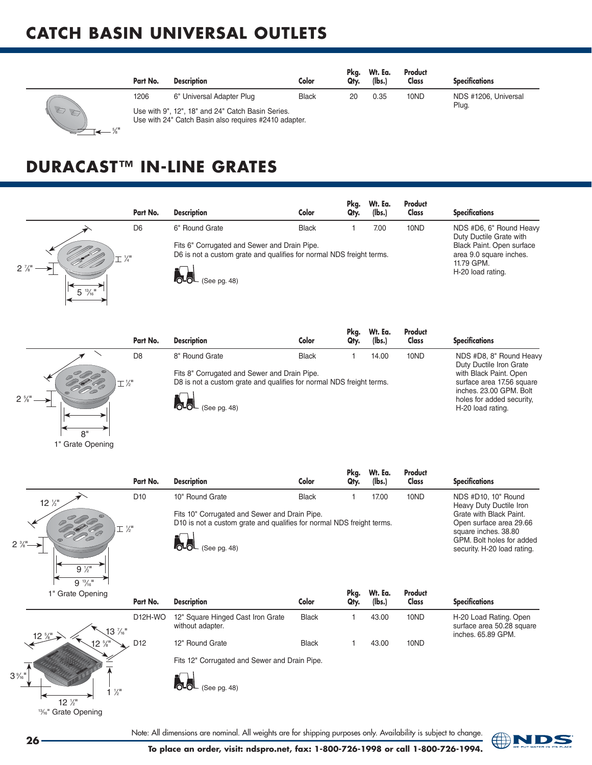## CATCH BASIN UNIVERSAL OUTLETS

| Part No. | Description | Color | Pkg. Qty. | Wt. Ea. (lbs.) | Product Class | Specifications |
|---|---|---|---|---|---|---|
| 1206 | 6" Universal Adapter Plug | Black | 20 | 0.35 | 10ND | NDS #1206, Universal Plug. |

Use with 9", 12", 18" and 24" Catch Basin Series.
Use with 24" Catch Basin also requires #2410 adapter.

5/8"

## DURACAST™ IN-LINE GRATES

| Part No. | Description | Color | Pkg. Qty. | Wt. Ea. (lbs.) | Product Class | Specifications |
|---|---|---|---|---|---|---|
| D6 | 6" Round Grate | Black | 1 | 7.00 | 10ND | NDS #D6, 6" Round Heavy Duty Ductile Grate with Black Paint. Open surface area 9.0 square inches. 11.79 GPM. H-20 load rating. |

Fits 6" Corrugated and Sewer and Drain Pipe.
D6 is not a custom grate and qualifies for normal NDS freight terms.

(See pg. 48)

2 7/8" — 1/4" — 5 13/16"

| Part No. | Description | Color | Pkg. Qty. | Wt. Ea. (lbs.) | Product Class | Specifications |
|---|---|---|---|---|---|---|
| D8 | 8" Round Grate | Black | 1 | 14.00 | 10ND | NDS #D8, 8" Round Heavy Duty Ductile Iron Grate with Black Paint. Open surface area 17.56 square inches. 23.00 GPM. Bolt holes for added security, H-20 load rating. |

Fits 8" Corrugated and Sewer and Drain Pipe.
D8 is not a custom grate and qualifies for normal NDS freight terms.

(See pg. 48)

2 5/8" — 1/2" — 8"

1" Grate Opening

| Part No. | Description | Color | Pkg. Qty. | Wt. Ea. (lbs.) | Product Class | Specifications |
|---|---|---|---|---|---|---|
| D10 | 10" Round Grate | Black | 1 | 17.00 | 10ND | NDS #D10, 10" Round Heavy Duty Ductile Iron Grate with Black Paint. Open surface area 29.66 square inches. 38.80 GPM. Bolt holes for added security. H-20 load rating. |

Fits 10" Corrugated and Sewer and Drain Pipe.
D10 is not a custom grate and qualifies for normal NDS freight terms.

(See pg. 48)

12 1/2" — 2 3/8" — 1/2" — 9 1/2" — 9 13/16"

1" Grate Opening

| Part No. | Description | Color | Pkg. Qty. | Wt. Ea. (lbs.) | Product Class | Specifications |
|---|---|---|---|---|---|---|
| D12H-WO | 12" Square Hinged Cast Iron Grate without adapter. | Black | 1 | 43.00 | 10ND | H-20 Load Rating. Open surface area 50.28 square inches. 65.89 GPM. |
| D12 | 12" Round Grate | Black | 1 | 43.00 | 10ND | |

Fits 12" Corrugated and Sewer and Drain Pipe.

(See pg. 48)

12 5/8" — 13 7/16" — 12 5/8" — 3 5/16" — 1 1/2" — 12 1/2"

13/16" Grate Opening

Note: All dimensions are nominal. All weights are for shipping purposes only. Availability is subject to change.

**To place an order, visit: ndspro.net, fax: 1-800-726-1998 or call 1-800-726-1994.**